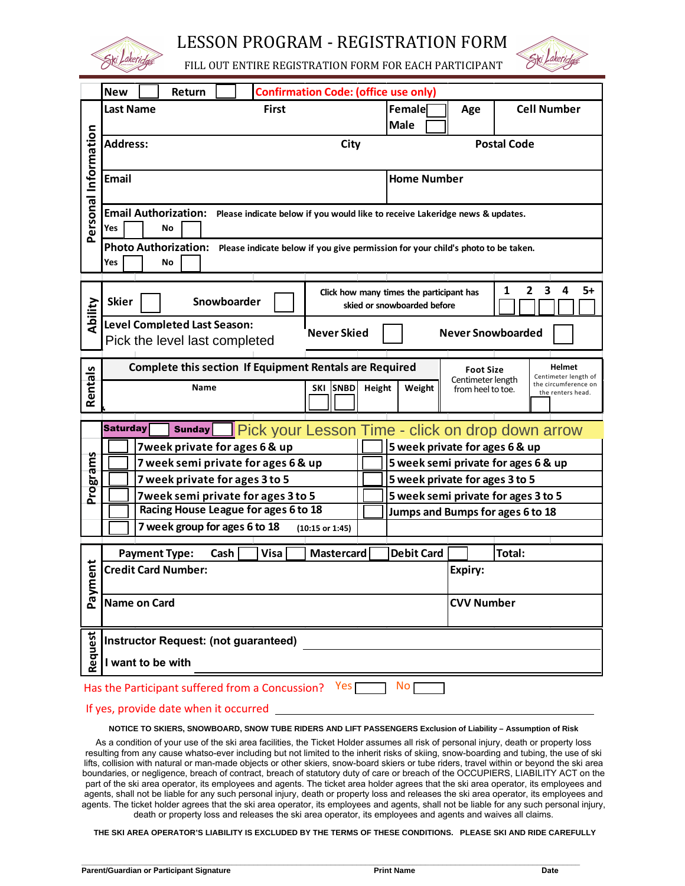# LESSON PROGRAM - REGISTRATION FORM

FILL OUT ENTIRE REGISTRATION FORM FOR EACH PARTICIPANT

## Personal Information

| New ☐ | Return ☐ | Confirmation Code: (office use only) | | |
|---|---|---|---|---|
| Last Name | First | Female ☐ / Male ☐ | Age | Cell Number |
| Address: | City | | Postal Code | |
| Email | | Home Number | | |

**Email Authorization:** Please indicate below if you would like to receive Lakeridge news & updates.

Yes ☐ No ☐

**Photo Authorization:** Please indicate below if you give permission for your child's photo to be taken.

Yes ☐ No ☐

## Ability

| Skier ☐ | Snowboarder ☐ | Click how many times the participant has skied or snowboarded before | 1 ☐ | 2 ☐ | 3 ☐ | 4 ☐ | 5+ ☐ |
|---|---|---|---|---|---|---|---|
| Level Completed Last Season: Pick the level last completed | | Never Skied ☐ | Never Snowboarded ☐ | | | | |

## Rentals

Complete this section If Equipment Rentals are Required

| Name | SKI | SNBD | Height | Weight | Foot Size (Centimeter length from heel to toe.) | Helmet (Centimeter length of the circumference on the renters head.) |
|---|---|---|---|---|---|---|
| | ☐ | ☐ | | | | |

## Programs

Saturday ☐ Sunday ☐ Pick your Lesson Time - click on drop down arrow

| | | | |
|---|---|---|---|
| ☐ | 7week private for ages 6 & up | ☐ | 5 week private for ages 6 & up |
| ☐ | 7 week semi private for ages 6 & up | ☐ | 5 week semi private for ages 6 & up |
| ☐ | 7 week private for ages 3 to 5 | ☐ | 5 week private for ages 3 to 5 |
| ☐ | 7week semi private for ages 3 to 5 | ☐ | 5 week semi private for ages 3 to 5 |
| ☐ | Racing House League for ages 6 to 18 | ☐ | Jumps and Bumps for ages 6 to 18 |
| ☐ | 7 week group for ages 6 to 18 (10:15 or 1:45) | | |

## Payment

| Payment Type: | Cash ☐ | Visa ☐ | Mastercard ☐ | Debit Card ☐ | Total: |
|---|---|---|---|---|---|
| Credit Card Number: | | | | Expiry: | |
| Name on Card | | | | CVV Number | |

## Request

Instructor Request: (not guaranteed) ______________________________

I want to be with ______________________________

Has the Participant suffered from a Concussion? Yes ☐ No ☐

If yes, provide date when it occurred ______________________________

**NOTICE TO SKIERS, SNOWBOARD, SNOW TUBE RIDERS AND LIFT PASSENGERS Exclusion of Liability – Assumption of Risk**

As a condition of your use of the ski area facilities, the Ticket Holder assumes all risk of personal injury, death or property loss resulting from any cause whatso-ever including but not limited to the inherit risks of skiing, snow-boarding and tubing, the use of ski lifts, collision with natural or man-made objects or other skiers, snow-board skiers or tube riders, travel within or beyond the ski area boundaries, or negligence, breach of contract, breach of statutory duty of care or breach of the OCCUPIERS, LIABILITY ACT on the part of the ski area operator, its employees and agents. The ticket area holder agrees that the ski area operator, its employees and agents, shall not be liable for any such personal injury, death or property loss and releases the ski area operator, its employees and agents. The ticket holder agrees that the ski area operator, its employees and agents, shall not be liable for any such personal injury, death or property loss and releases the ski area operator, its employees and agents and waives all claims.

**THE SKI AREA OPERATOR'S LIABILITY IS EXCLUDED BY THE TERMS OF THESE CONDITIONS. PLEASE SKI AND RIDE CAREFULLY**

**Parent/Guardian or Participant Signature** **Print Name** **Date**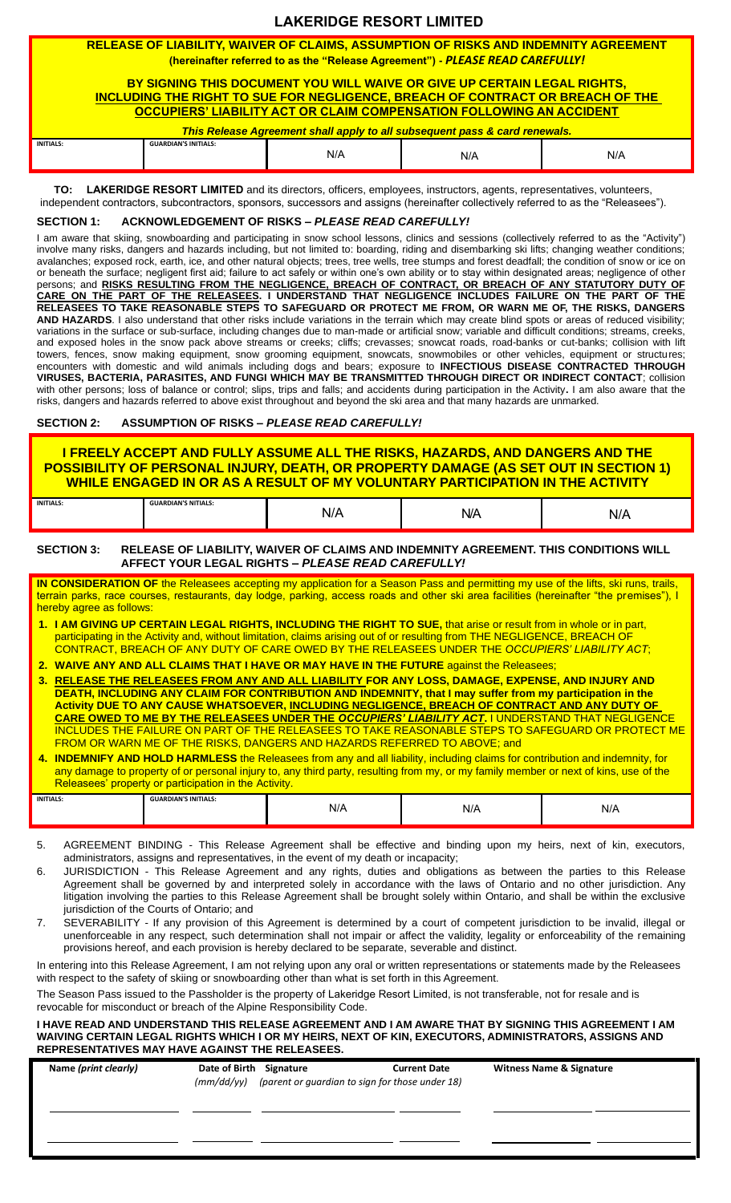# LAKERIDGE RESORT LIMITED

**RELEASE OF LIABILITY, WAIVER OF CLAIMS, ASSUMPTION OF RISKS AND INDEMNITY AGREEMENT**
**(hereinafter referred to as the "Release Agreement") -** ***PLEASE READ CAREFULLY!***

**BY SIGNING THIS DOCUMENT YOU WILL WAIVE OR GIVE UP CERTAIN LEGAL RIGHTS, INCLUDING THE RIGHT TO SUE FOR NEGLIGENCE, BREACH OF CONTRACT OR BREACH OF THE OCCUPIERS' LIABILITY ACT OR CLAIM COMPENSATION FOLLOWING AN ACCIDENT**

***This Release Agreement shall apply to all subsequent pass & card renewals.***

| INITIALS: | GUARDIAN'S INITIALS: | N/A | N/A | N/A |
|---|---|---|---|---|

**TO: LAKERIDGE RESORT LIMITED** and its directors, officers, employees, instructors, agents, representatives, volunteers, independent contractors, subcontractors, sponsors, successors and assigns (hereinafter collectively referred to as the "Releasees").

## SECTION 1: ACKNOWLEDGEMENT OF RISKS – *PLEASE READ CAREFULLY!*

I am aware that skiing, snowboarding and participating in snow school lessons, clinics and sessions (collectively referred to as the "Activity") involve many risks, dangers and hazards including, but not limited to: boarding, riding and disembarking ski lifts; changing weather conditions; avalanches; exposed rock, earth, ice, and other natural objects; trees, tree wells, tree stumps and forest deadfall; the condition of snow or ice on or beneath the surface; negligent first aid; failure to act safely or within one's own ability or to stay within designated areas; negligence of other persons; and **RISKS RESULTING FROM THE NEGLIGENCE, BREACH OF CONTRACT, OR BREACH OF ANY STATUTORY DUTY OF CARE ON THE PART OF THE RELEASEES. I UNDERSTAND THAT NEGLIGENCE INCLUDES FAILURE ON THE PART OF THE RELEASEES TO TAKE REASONABLE STEPS TO SAFEGUARD OR PROTECT ME FROM, OR WARN ME OF, THE RISKS, DANGERS AND HAZARDS**. I also understand that other risks include variations in the terrain which may create blind spots or areas of reduced visibility; variations in the surface or sub-surface, including changes due to man-made or artificial snow; variable and difficult conditions; streams, creeks, and exposed holes in the snow pack above streams or creeks; cliffs; crevasses; snowcat roads, road-banks or cut-banks; collision with lift towers, fences, snow making equipment, snow grooming equipment, snowcats, snowmobiles or other vehicles, equipment or structures; encounters with domestic and wild animals including dogs and bears; exposure to **INFECTIOUS DISEASE CONTRACTED THROUGH VIRUSES, BACTERIA, PARASITES, AND FUNGI WHICH MAY BE TRANSMITTED THROUGH DIRECT OR INDIRECT CONTACT**; collision with other persons; loss of balance or control; slips, trips and falls; and accidents during participation in the Activity**.** I am also aware that the risks, dangers and hazards referred to above exist throughout and beyond the ski area and that many hazards are unmarked.

## SECTION 2: ASSUMPTION OF RISKS – *PLEASE READ CAREFULLY!*

**I FREELY ACCEPT AND FULLY ASSUME ALL THE RISKS, HAZARDS, AND DANGERS AND THE POSSIBILITY OF PERSONAL INJURY, DEATH, OR PROPERTY DAMAGE (AS SET OUT IN SECTION 1) WHILE ENGAGED IN OR AS A RESULT OF MY VOLUNTARY PARTICIPATION IN THE ACTIVITY**

| INITIALS: | GUARDIAN'S NITIALS: | N/A | N/A | N/A |
|---|---|---|---|---|

## SECTION 3: RELEASE OF LIABILITY, WAIVER OF CLAIMS AND INDEMNITY AGREEMENT. THIS CONDITIONS WILL AFFECT YOUR LEGAL RIGHTS – *PLEASE READ CAREFULLY!*

**IN CONSIDERATION OF** the Releasees accepting my application for a Season Pass and permitting my use of the lifts, ski runs, trails, terrain parks, race courses, restaurants, day lodge, parking, access roads and other ski area facilities (hereinafter "the premises"), I hereby agree as follows:

1. **I AM GIVING UP CERTAIN LEGAL RIGHTS, INCLUDING THE RIGHT TO SUE,** that arise or result from in whole or in part, participating in the Activity and, without limitation, claims arising out of or resulting from THE NEGLIGENCE, BREACH OF CONTRACT, BREACH OF ANY DUTY OF CARE OWED BY THE RELEASEES UNDER THE *OCCUPIERS' LIABILITY ACT*;
2. **WAIVE ANY AND ALL CLAIMS THAT I HAVE OR MAY HAVE IN THE FUTURE** against the Releasees;
3. **RELEASE THE RELEASEES FROM ANY AND ALL LIABILITY FOR ANY LOSS, DAMAGE, EXPENSE, AND INJURY AND DEATH, INCLUDING ANY CLAIM FOR CONTRIBUTION AND INDEMNITY, that I may suffer from my participation in the Activity DUE TO ANY CAUSE WHATSOEVER, INCLUDING NEGLIGENCE, BREACH OF CONTRACT AND ANY DUTY OF CARE OWED TO ME BY THE RELEASEES UNDER THE *OCCUPIERS' LIABILITY ACT*.** I UNDERSTAND THAT NEGLIGENCE INCLUDES THE FAILURE ON PART OF THE RELEASEES TO TAKE REASONABLE STEPS TO SAFEGUARD OR PROTECT ME FROM OR WARN ME OF THE RISKS, DANGERS AND HAZARDS REFERRED TO ABOVE; and
4. **INDEMNIFY AND HOLD HARMLESS** the Releasees from any and all liability, including claims for contribution and indemnity, for any damage to property of or personal injury to, any third party, resulting from my, or my family member or next of kins, use of the Releasees' property or participation in the Activity.

| INITIALS: | GUARDIAN'S INITIALS: | N/A | N/A | N/A |
|---|---|---|---|---|

5. AGREEMENT BINDING - This Release Agreement shall be effective and binding upon my heirs, next of kin, executors, administrators, assigns and representatives, in the event of my death or incapacity;
6. JURISDICTION - This Release Agreement and any rights, duties and obligations as between the parties to this Release Agreement shall be governed by and interpreted solely in accordance with the laws of Ontario and no other jurisdiction. Any litigation involving the parties to this Release Agreement shall be brought solely within Ontario, and shall be within the exclusive jurisdiction of the Courts of Ontario; and
7. SEVERABILITY - If any provision of this Agreement is determined by a court of competent jurisdiction to be invalid, illegal or unenforceable in any respect, such determination shall not impair or affect the validity, legality or enforceability of the remaining provisions hereof, and each provision is hereby declared to be separate, severable and distinct.

In entering into this Release Agreement, I am not relying upon any oral or written representations or statements made by the Releasees with respect to the safety of skiing or snowboarding other than what is set forth in this Agreement.

The Season Pass issued to the Passholder is the property of Lakeridge Resort Limited, is not transferable, not for resale and is revocable for misconduct or breach of the Alpine Responsibility Code.

**I HAVE READ AND UNDERSTAND THIS RELEASE AGREEMENT AND I AM AWARE THAT BY SIGNING THIS AGREEMENT I AM WAIVING CERTAIN LEGAL RIGHTS WHICH I OR MY HEIRS, NEXT OF KIN, EXECUTORS, ADMINISTRATORS, ASSIGNS AND REPRESENTATIVES MAY HAVE AGAINST THE RELEASEES.**

| Name *(print clearly)* | Date of Birth *(mm/dd/yy)* | Signature *(parent or guardian to sign for those under 18)* | Current Date | Witness Name & Signature | |
|---|---|---|---|---|---|
| | | | | | |
| | | | | | |